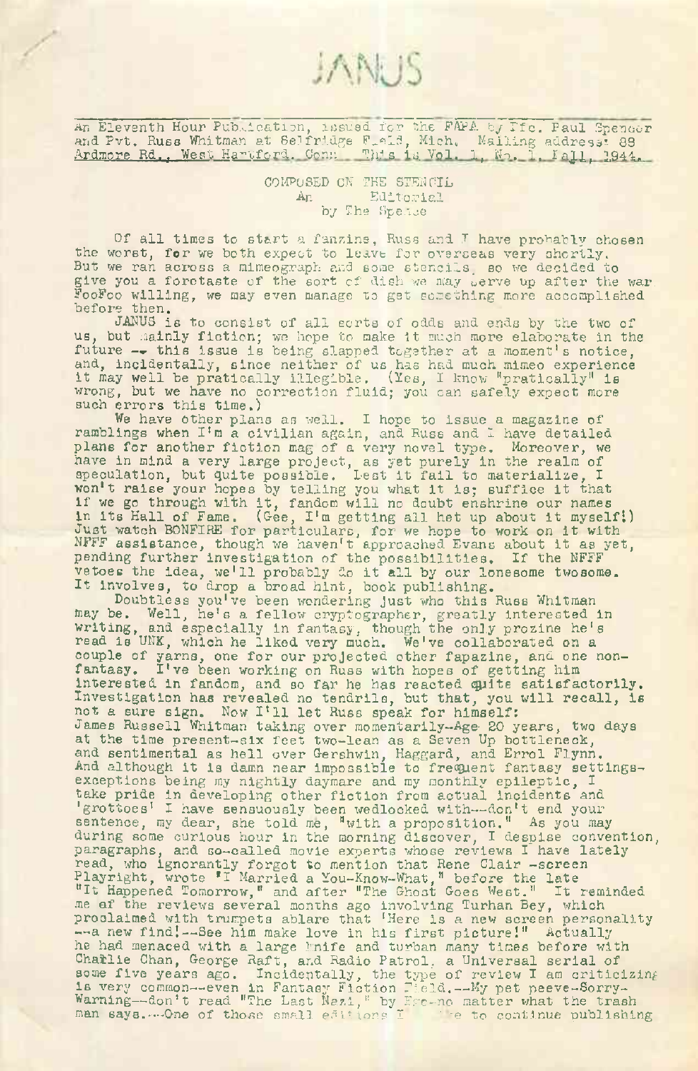# JANUS

An Eleventh Hour Publication, issued for the FAPA by Pfc. Paul Spencer and Pvt. Russ Whitman at Selfridge Field, Mich. Mailing address: 88 Ardmore Rd., West Hartford, Conn. This is Vol. 1, No. 1, Fall, 1944.

## COMPOSED ON THE STENCIL
### An Editorial
### by The Spence

Of all times to start a fanzine, Russ and I have probably chosen the worst, for we both expect to leave for overseas very shortly. But we ran across a mimeograph and some stencils, so we decided to give you a foretaste of the sort of dish we may serve up after the war. FooFoo willing, we may even manage to get something more accomplished before then.

JANUS is to consist of all sorts of odds and ends by the two of us, but mainly fiction; we hope to make it much more elaborate in the future -- this issue is being slapped together at a moment's notice, and, incidentally, since neither of us has had much mimeo experience it may well be pratically illegible. (Yes, I know "pratically" is wrong, but we have no correction fluid; you can safely expect more such errors this time.)

We have other plans as well. I hope to issue a magazine of ramblings when I'm a civilian again, and Russ and I have detailed plans for another fiction mag of a very novel type. Moreover, we have in mind a very large project, as yet purely in the realm of speculation, but quite possible. Lest it fail to materialize, I won't raise your hopes by telling you what it is; suffice it that if we go through with it, fandom will no doubt enshrine our names in its Hall of Fame. (Gee, I'm getting all het up about it myself!) Just watch BONFIRE for particulars, for we hope to work on it with NFFF assistance, though we haven't approached Evans about it as yet, pending further investigation of the possibilities. If the NFFF vetoes the idea, we'll probably do it all by our lonesome twosome. It involves, to drop a broad hint, book publishing.

Doubtless you've been wondering just who this Russ Whitman may be. Well, he's a fellow cryptographer, greatly interested in writing, and especially in fantasy, though the only prozine he's read is UNK, which he liked very much. We've collaborated on a couple of yarns, one for our projected other fapazine, and one non-fantasy. I've been working on Russ with hopes of getting him interested in fandom, and so far he has reacted quite satisfactorily. Investigation has revealed no tendrils, but that, you will recall, is not a sure sign. Now I'll let Russ speak for himself:

James Russell Whitman taking over momentarily--Age 20 years, two days at the time present--six feet two--lean as a Seven Up bottleneck, and sentimental as hell over Gershwin, Haggard, and Errol Flynn. And although it is damn near impossible to frequent fantasy settings--exceptions being my nightly daymare and my monthly epileptic, I take pride in developing other fiction from actual incidents and 'grottoes' I have sensuously been wedlocked with--don't end your sentence, my dear, she told me, "with a proposition." As you may during some curious hour in the morning discover, I despise convention, paragraphs, and so-called movie experts whose reviews I have lately read, who ignorantly forgot to mention that Rene Clair--screen Playright, wrote "I Married a You-Know-What," before the late "It Happened Tomorrow," and after "The Ghost Goes West." It reminded me of the reviews several months ago involving Turhan Bey, which proclaimed with trumpets ablare that 'Here is a new screen personality --a new find!--See him make love in his first picture!" Actually he had menaced with a large knife and turban many times before with Charlie Chan, George Raft, and Radio Patrol, a Universal serial of some five years ago. Incidentally, the type of review I am criticizing is very common--even in Fantasy Fiction Field.--My pet peeve-Sorry-Warning--don't read "The Last Nazi," by Ecc--no matter what the trash man says.--One of those small editions I ... to continue publishing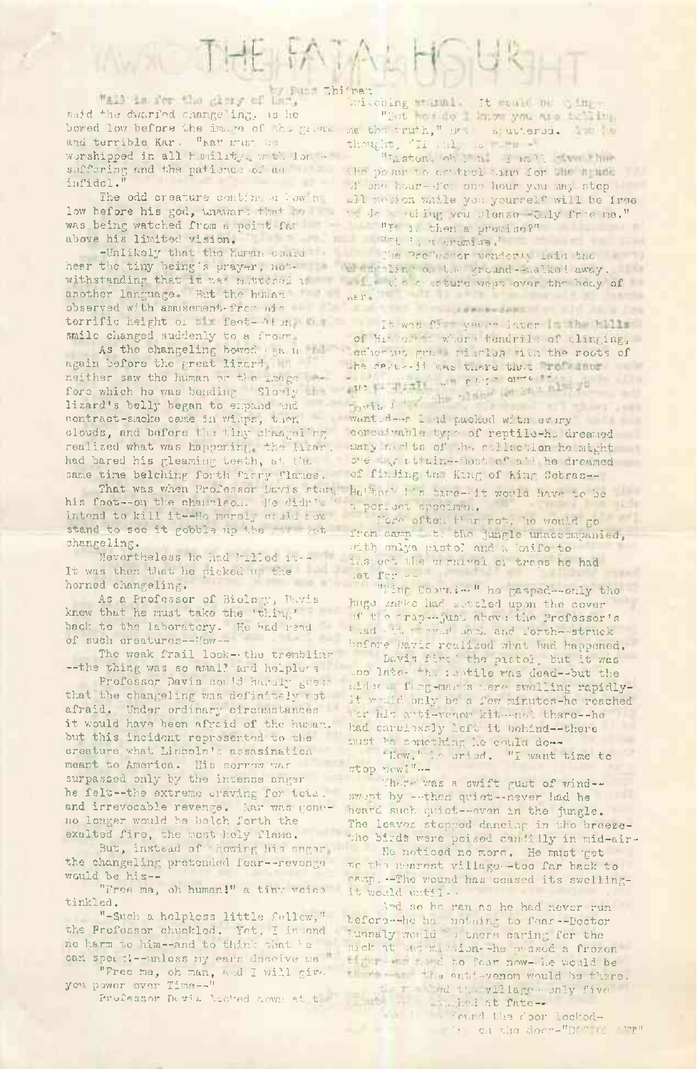# THE FATAL HOUR

by Russ Thilmer

"All is for the glory of Kar," said the dwarfed changeling, as he bowed low before the image of the great and terrible Kar. "Kar must be worshipped in all humility, with long-suffering and the patience of an infidel."

The odd creature continued bowing low before his god, unaware that he was being watched from a point far above his limited vision.

-Unlikely that the human could hear the tiny being's prayer, notwithstanding that it was muttered in another language. But the human observed with amusement-from his terrific height of six feet--his smile changed suddenly to a frown.

As the changeling bowed again and again before the great lizard, neither saw the human or the image before which he was bending. Slowly the lizard's belly began to expand and contract-smoke came in wisps, then clouds, and before the tiny changeling realized what was happening, the lizard had bared his gleaming teeth, at the same time belching forth fiery flames.

That was when Professor Davis stamped his foot--on the chameleon. He didn't intend to kill it--He merely could not stand to see it gobble up the poor changeling.

Nevertheless he had killed it-- It was then that he picked up the horned changeling.

As a Professor of Biology, Davis knew that he must take the 'thing' back to the laboratory. He had read of such creatures--How--

The weak frail look--the trembling --the thing was so small and helpless

Professor Davis could hardly guess that the changeling was definitely not afraid. Under ordinary circumstances it would have been afraid of the human. but this incident represented to the creature what Lincoln's assasination meant to America. His sorrow was surpassed only by the intense anger he felt--the extreme craving for total and irrevocable revenge. Kar was gone--no longer would he belch forth the exalted fire, the most holy flame.

But, instead of showing his anger, the changeling pretended fear--revenge would be his--

"Free me, oh human!" a tiny voice tinkled.

"-Such a helpless little fellow," the Professor chuckled. Yet, I intend no harm to him--and to think that he can speak--unless my ears deceive me."

"Free me, oh man, and I will give you power over Time--"

Professor Davis looked down at the twitching animal. It could be lying.

"But how do I know you are telling me the truth," he stuttered. To himself he thought, 'I'll only be a fool--'

"Listen, oh Man. I will give thee the power to control time for the space of one hour--for one hour you may stop all motion while you yourself will be free to do anything you please--Only free me."

"It is then a promise?"

"It is a promise."

The Professor tenderly laid the changeling on the ground--walked away. And the creature wept over the body of Kar.

-------

It was five years later in the hills of Hi... where tendrils of clinging, lecherous grass mingled with the roots of the jungle--it was there that Professor ... the place he had always wanted--he had packed with every conceivable type of reptile--he dreamed many nights of the collection he might one day attain--most of all he dreamed of finding the King of King Cobras--Hairtock his tame--it would have to be a perfect specimen.

More often than not, he would go from camp into the jungle unaccompanied, with only a pistol and a knife to inspect the arrival of traps he had set for --

"King Cobra!--" he gasped--only the huge snake had coiled upon the cover of the trap--just above the Professor's head--it moved back and forth--struck before Davis realized what had happened.

Davis fired the pistol, but it was too late--the reptile was dead--but the hideous fang-marks were swelling rapidly--it would only be a few minutes-he reached for his anti-venom kit--not there--he had carelessly left it behind--there must be something he could do--

"Now," he cried. "I want time to stop now!"--

There was a swift gust of wind--swept by --then quiet--never had he heard such quiet--even in the jungle. The leaves stopped dancing in the breeze--the birds were poised candidly in mid-air-

He noticed no more. He must get to the nearest village--too far back to camp.--The wound has ceased its swelling--it would until--

And so he ran as he had never run before--he had nothing to fear--Doctor Tunnaly would be there caring for the sick at the mission--he passed a frozen tiger--he had nothing to fear now--he would be there--the anti-venom would be there.

... reached the village--only five ... laughed at fate--

... found the door locked-- ... on the door--"DOCTOR OUT"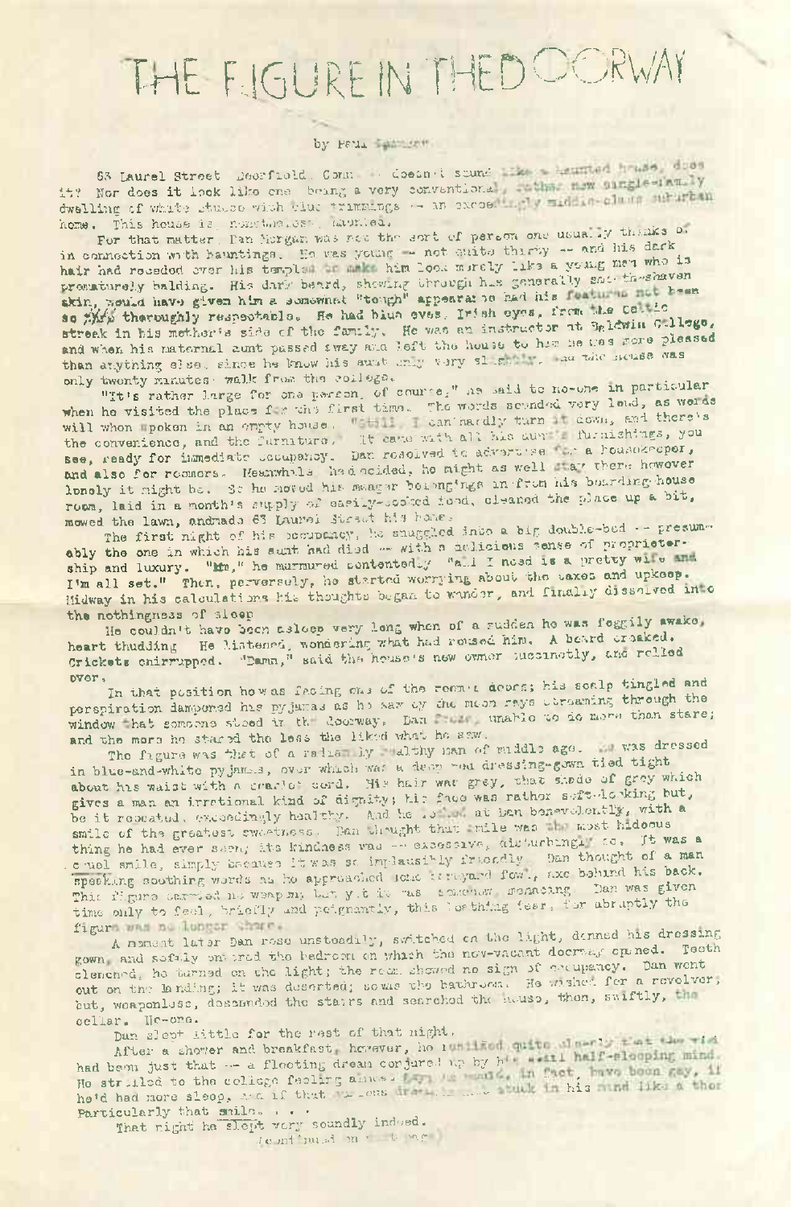# THE FIGURE IN THE DOORWAY

by Paul Spencer

63 Laurel Street, Deerfield, Conn. -- doesn't sound like a haunted house, does it? Nor does it look like one, being a very conventional, rather new single-family dwelling of white stucco with blue trimmings -- an exceedingly middle-class suburban home. This house is, nonetheless, haunted.

For that matter, Dan Morgan was not the sort of person one usually thinks of in connection with hauntings. He was young -- not quite thirty -- and his dark hair had receded over his temples to make him look merely like a young man who is prematurely balding. His dark beard, showing through his generally not-too-shaven skin, would have given him a somewhat "tough" appearance had his features not been so very thoroughly respectable. He had blue eyes, Irish eyes, from the Celtic streak in his mother's side of the family. He was an instructor at Baldwin College, and when his maternal aunt passed away and left the house to him he was more pleased than anything else, since he knew his aunt only very slightly, and the house was only twenty minutes' walk from the college.

"It's rather large for one person, of course," he said to no-one in particular when he visited the place for the first time. The words sounded very loud, as words will when spoken in an empty house. "Still, I can hardly turn it down, and there's the convenience, and the furniture." It came with all his aunt's furnishings, you see, ready for immediate occupancy. Dan resolved to advertise for a housekeeper, and also for roomers. Meanwhile, he decided, he might as well stay there however lonely it might be. So he moved his meager belongings in from his boarding-house room, laid in a month's supply of easily-cooked food, cleaned the place up a bit, mowed the lawn, and made 63 Laurel Street his home.

The first night of his occupancy, he snuggled into a big double-bed -- presumably the one in which his aunt had died -- with a delicious sense of proprietorship and luxury. "Mm," he murmured contentedly, "all I need is a pretty wife and I'm all set." Then, perversely, he started worrying about the taxes and upkeep. Midway in his calculations his thoughts began to wander, and finally dissolved into the nothingness of sleep.

He couldn't have been asleep very long when of a sudden he was foggily awake, heart thudding. He listened, wondering what had roused him. A board creaked. Crickets chirrupped. "Damn," said the house's new owner succinctly, and rolled over.

In that position he was facing one of the room's doors; his scalp tingled and perspiration dampened his pyjamas as he saw by the moon rays streaming through the window that someone stood in the doorway. Dan froze, unable to do more than stare; and the more he stared the less he liked what he saw.

The figure was that of a radiantly healthy man of middle age. He was dressed in blue-and-white pyjamas, over which was a deep red dressing-gown tied tight about his waist with a scarlet cord. His hair was grey, that shade of grey which gives a man an irrational kind of dignity; his face was rather soft-looking but, be it repeated, exceedingly healthy. And he looked at Dan benevolently, with a smile of the greatest sweetness. Dan thought that smile was the most hideous thing he had ever seen; its kindness was -- excessive, disturbingly so. It was a cruel smile, simply because it was so implausibly friendly. Dan thought of a man speaking soothing words as he approached some barnyard fowl, axe behind his back. This figure carried no weapon, but yet it was somehow menacing. Dan was given time only to feel, briefly and poignantly, this loathing fear, for abruptly the figure was no longer there.

A moment later Dan rose unsteadily, switched on the light, donned his dressing gown, and softly entered the bedroom on which the now-vacant doorway opened. Teeth clenched, he turned on the light; the room showed no sign of occupancy. Dan went out on the landing; it was deserted; so was the bathroom. He wished for a revolver; but, weaponless, descended the stairs and searched the house, then, swiftly, the cellar. No-one.

Dan slept little for the rest of that night.

After a shower and breakfast, however, he realized quite clearly that the visit had been just that -- a floating dream conjured up by his still half-sleeping mind. He strolled to the college feeling almost gay; he would, in fact, have been gay, if he'd had more sleep, and if that various dream didn't stuck in his mind like a thor... Particularly that smile. . . .

That night he slept very soundly indeed.

(continued on next page)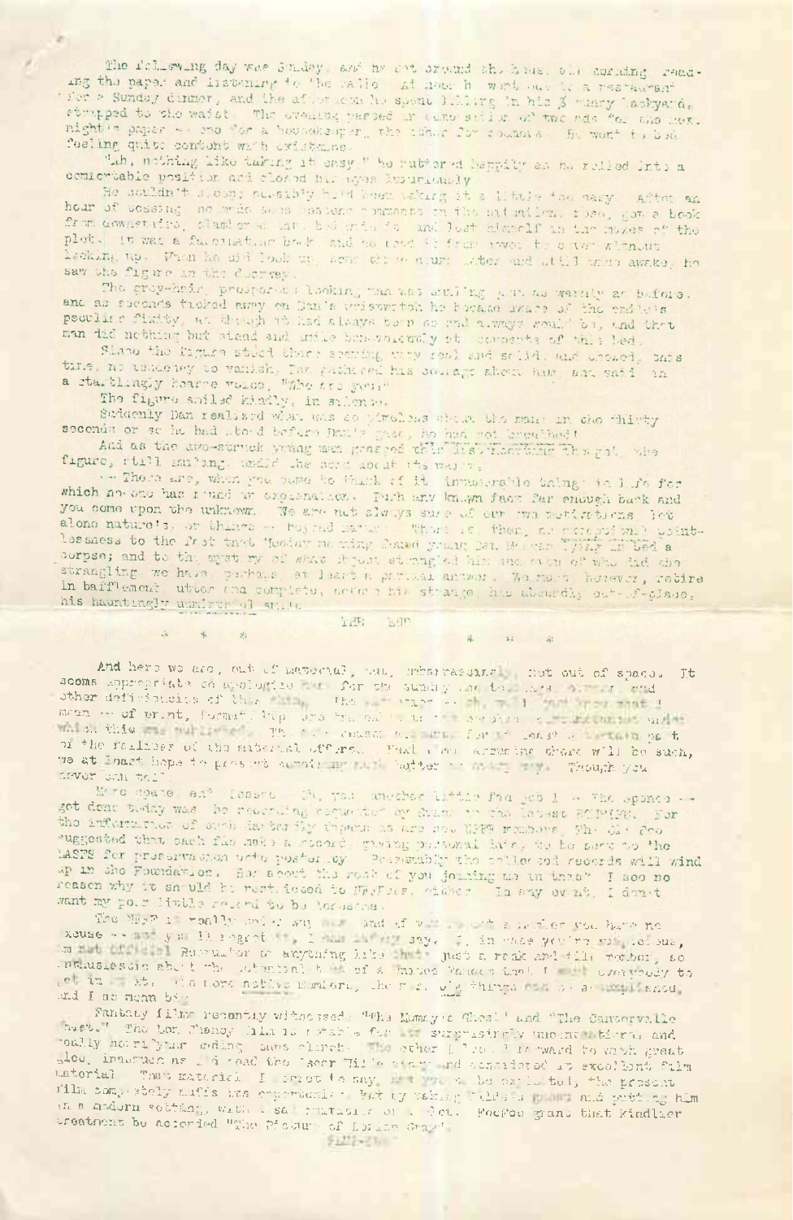The following day was Sunday, and he sat around the house all morning reading the paper and listening to the radio. At noon he went out to a restaurant for a Sunday dinner, and the afternoon he spent lolling in his grassy backyard, stripped to the waist. The evening passed in composition of two ads for the next night's paper -- one for a housekeeper, the other for roomers. He went to bed feeling quite content with existence.

"Ah, nothing like taking it easy," he muttered happily as he rolled into a comfortable position and closed his eyes luxuriously.

He couldn't sleep; possibly he'd been taking it a little too easy. After an hour of tossing, he made some comments on the situation, rose, got a book from downstairs, climbed back into bed and lost himself in the mazes of the plot. It was a fascinating book and he read it from cover to cover without looking up. When he did look up, some hours later and still wide awake, he saw the figure in the doorway.

The grey-haired, prosperous looking man was smiling just as warmly as before, and as seconds ticked away on Dan's wristwatch he became aware of the smile's peculiar fixity, as though it had always been so and always would be, and that man did nothing but stand and smile benevolently at occupants of this bed.

Since the figure stood there seeming very real and solid, and showed, this time, no tendency to vanish, Dan gathered his courage about him and said in a startlingly hoarse voice, "Who are you?"

The figure smiled kindly, in silence.

Suddenly Dan realized what was so wireless about the man: in the thirty seconds or so he had stood before Dan's gaze, he had not breathed!

And as the awe-struck young man grasped this disturbing thought, the figure, still smiling, walked the bed about its way.

-- There are, when you come to think of it, innumerable things in life for which no-one has found an explanation. Push any known fact far enough back and you come upon the unknown. We are not always sure of our own motivations, let alone nature's, or things -- beyond nature. There is, then, an exceptional pointlessness to the fact that Monday morning found young Dan Mercer lying in bed a corpse; and to the mystery of what had strangled him and even of who did the strangling we have perhaps at least a partial answer. We must, however, retire in bafflement utter and complete, before his strange, his absurdly out-of-place, his hauntingly unmirrored smile.

THE END

\* \* \* \* \* \*

And here we are, out of material, and, embarrassingly, out out of space. It seems appropriate to apologize here for the sundry unevenness and other deficiencies of this issue. The errors -- oh, well you know what I mean -- of print, format, typo are traceable to the hectic circumstances under which this was published. The same reason accounts for at least a certain part of the feebleness of the editorial efforts. Next time, assuming there will be such, we at least hope to present something a bit better in every way. Though you never can tell.

More space, eh? (gasps) Oh, yes, another little fan job I -- the spondo -- got done today was the recording requested by Stan for the latest BOMFIRE. For the information of such benighted persons as are not NFFF members, the Bo-Poo suggested that each fan make a record, giving personal data, to be sent to the LASFS for preservation unto posterity. Presumably the collected records will wind up in the Foundation. How about the rest of you joining me in this? I see no reason why it should be restricted to N3Fers, either. In any event, I don't want my poor little record to be lonesome.

The N3F is really only a dollar and if you aren't a member you have no excuse -- and you'll regret it, I must say. I, in case you're suspicious, am not official Recruiter or anything like that, just a rank and file member, so enthusiastic about the potentialities of a United Fandom that I want everybody to get in on it. The more active members, the more big things can be accomplished, and I do mean big.

Fantasy films recently witnessed: "The Mummy's Ghost" and "The Canterville Ghost." The Lon Chaney film is notable for its surprisingly unconventional and really horrifying ending, says church. The other I looked forward to with great glee, inasmuch as I'd read the Oscar Wilde story and considered it excellent film material. That material, I regret to say, as you may be expecting, the present film completely muffs the opportunity by taking Wilde's ghost and putting him in a modern setting, with a sad travesty of a plot. FooFoo grant that kindlier treatment be accorded "The Picture of Dorian Gray".